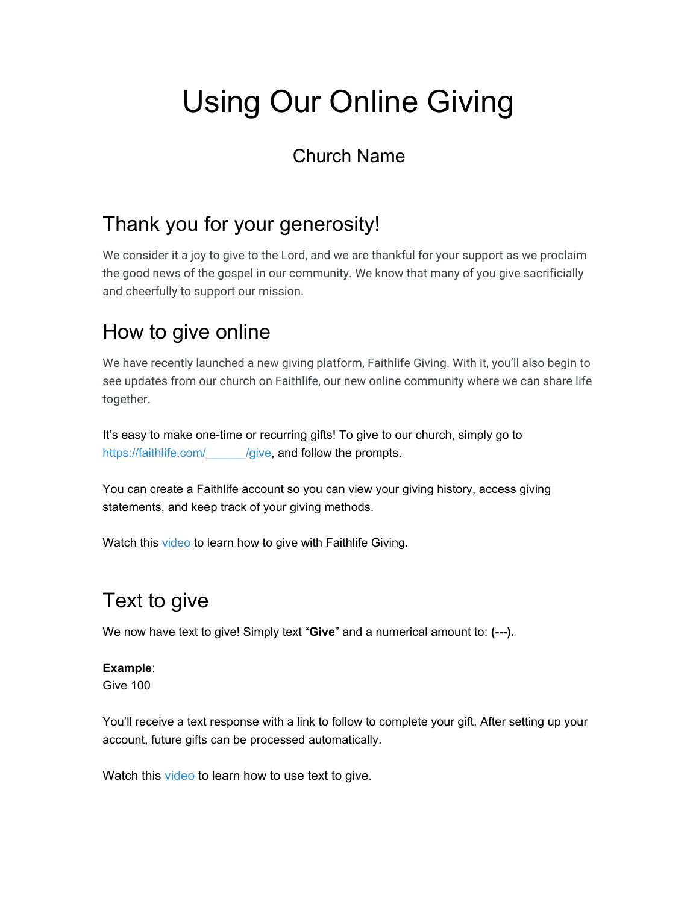# Using Our Online Giving

Church Name

## Thank you for your generosity!

We consider it a joy to give to the Lord, and we are thankful for your support as we proclaim the good news of the gospel in our community. We know that many of you give sacrificially and cheerfully to support our mission.

## How to give online

We have recently launched a new giving platform, Faithlife Giving. With it, you'll also begin to see updates from our church on Faithlife, our new online community where we can share life together.

It's easy to make one-time or recurring gifts! To give to our church, simply go to https://faithlife.com/______/give, and follow the prompts.

You can create a Faithlife account so you can view your giving history, access giving statements, and keep track of your giving methods.

Watch this video to learn how to give with Faithlife Giving.

## Text to give

We now have text to give! Simply text "**Give**" and a numerical amount to: **(---).**

**Example**:
Give 100

You'll receive a text response with a link to follow to complete your gift. After setting up your account, future gifts can be processed automatically.

Watch this video to learn how to use text to give.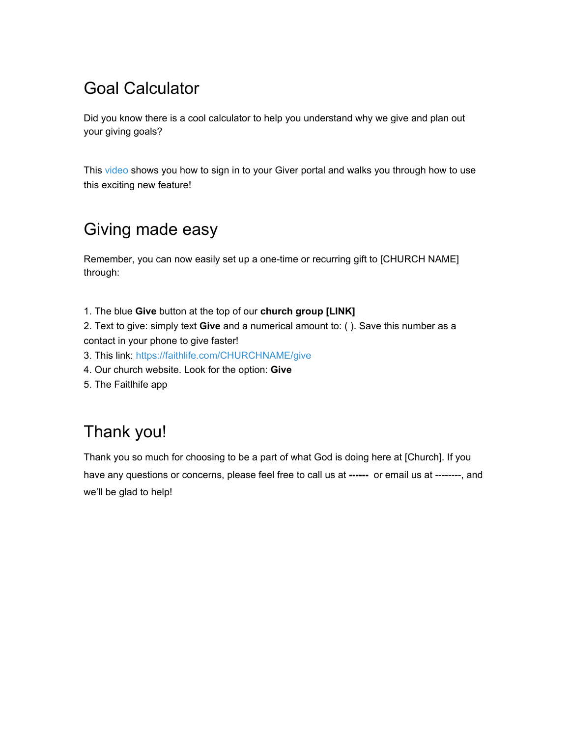## Goal Calculator

Did you know there is a cool calculator to help you understand why we give and plan out your giving goals?

This video shows you how to sign in to your Giver portal and walks you through how to use this exciting new feature!

## Giving made easy

Remember, you can now easily set up a one-time or recurring gift to [CHURCH NAME] through:

1. The blue **Give** button at the top of our **church group [LINK]**
2. Text to give: simply text **Give** and a numerical amount to: ( ). Save this number as a contact in your phone to give faster!
3. This link: https://faithlife.com/CHURCHNAME/give
4. Our church website. Look for the option: **Give**
5. The Faitlhife app

## Thank you!

Thank you so much for choosing to be a part of what God is doing here at [Church]. If you have any questions or concerns, please feel free to call us at **------** or email us at --------, and we'll be glad to help!